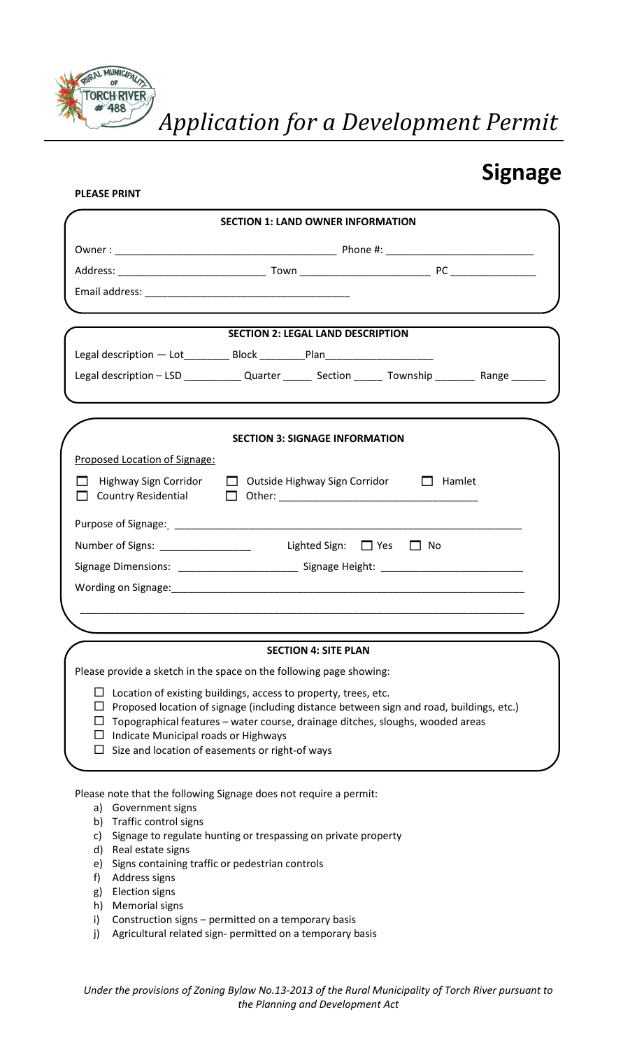# Application for a Development Permit

## Signage

**PLEASE PRINT**

**SECTION 1: LAND OWNER INFORMATION**

Owner : ______________________________________ Phone #: _________________________

Address: _________________________ Town ______________________ PC _______________

Email address: ___________________________________

**SECTION 2: LEGAL LAND DESCRIPTION**

Legal description — Lot________ Block ________Plan___________________

Legal description – LSD __________ Quarter _____ Section _____ Township _______ Range ______

**SECTION 3: SIGNAGE INFORMATION**

Proposed Location of Signage:

☐ Highway Sign Corridor ☐ Outside Highway Sign Corridor ☐ Hamlet

☐ Country Residential ☐ Other: ___________________________________

Purpose of Signage: ______________________________________________________________

Number of Signs: _______________ Lighted Sign: ☐ Yes ☐ No

Signage Dimensions: ____________________ Signage Height: ________________________

Wording on Signage:_______________________________________________________________

_____________________________________________________________________________

**SECTION 4: SITE PLAN**

Please provide a sketch in the space on the following page showing:

- ☐ Location of existing buildings, access to property, trees, etc.
- ☐ Proposed location of signage (including distance between sign and road, buildings, etc.)
- ☐ Topographical features – water course, drainage ditches, sloughs, wooded areas
- ☐ Indicate Municipal roads or Highways
- ☐ Size and location of easements or right-of ways

Please note that the following Signage does not require a permit:

a) Government signs
b) Traffic control signs
c) Signage to regulate hunting or trespassing on private property
d) Real estate signs
e) Signs containing traffic or pedestrian controls
f) Address signs
g) Election signs
h) Memorial signs
i) Construction signs – permitted on a temporary basis
j) Agricultural related sign- permitted on a temporary basis

*Under the provisions of Zoning Bylaw No.13-2013 of the Rural Municipality of Torch River pursuant to the Planning and Development Act*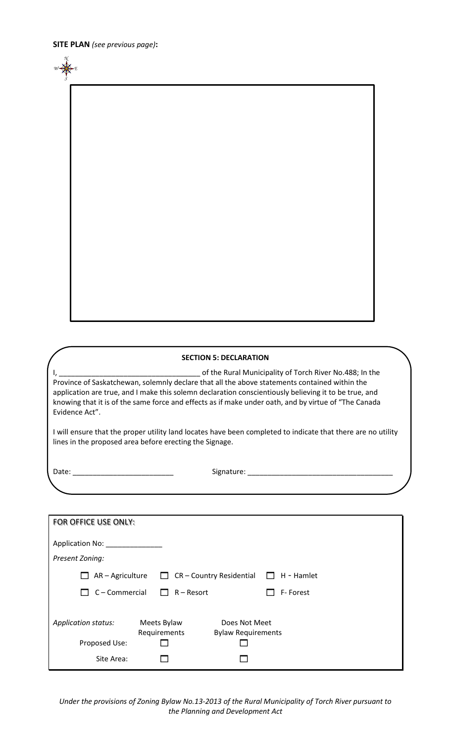**SITE PLAN** *(see previous page)***:**

N
W E
S

**SECTION 5: DECLARATION**

I, ___________________________________ of the Rural Municipality of Torch River No.488; In the Province of Saskatchewan, solemnly declare that all the above statements contained within the application are true, and I make this solemn declaration conscientiously believing it to be true, and knowing that it is of the same force and effects as if make under oath, and by virtue of "The Canada Evidence Act".

I will ensure that the proper utility land locates have been completed to indicate that there are no utility lines in the proposed area before erecting the Signage.

Date: _________________________ Signature: ___________________________________

FOR OFFICE USE ONLY:

Application No: ______________

*Present Zoning:*

☐ AR – Agriculture ☐ CR – Country Residential ☐ H - Hamlet

☐ C – Commercial ☐ R – Resort ☐ F- Forest

| *Application status:* | Meets Bylaw Requirements | Does Not Meet Bylaw Requirements |
|---|---|---|
| Proposed Use: | ☐ | ☐ |
| Site Area: | ☐ | ☐ |

*Under the provisions of Zoning Bylaw No.13-2013 of the Rural Municipality of Torch River pursuant to the Planning and Development Act*